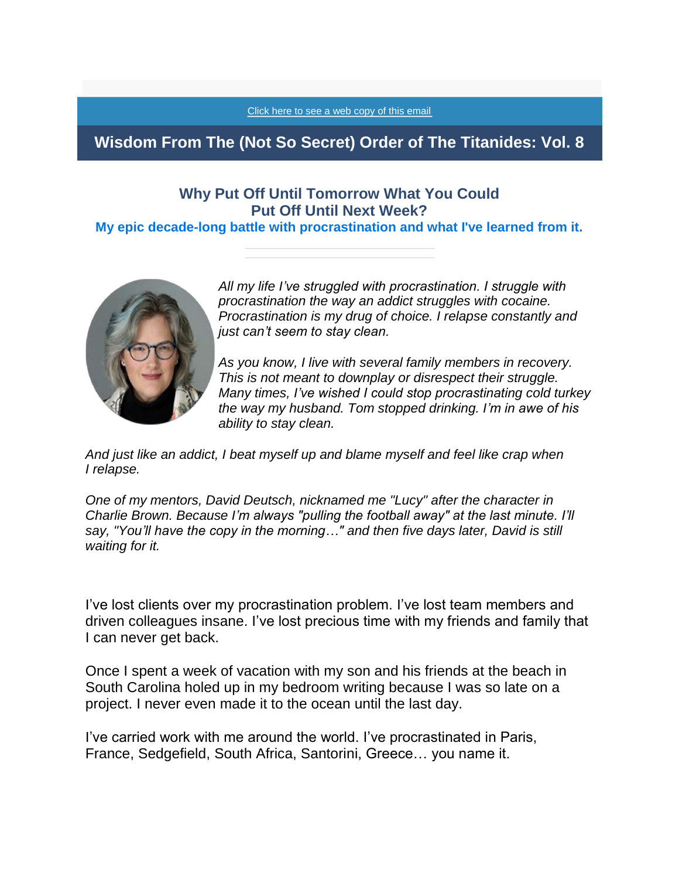Click here to see a web copy of this email

# Wisdom From The (Not So Secret) Order of The Titanides: Vol. 8

## Why Put Off Until Tomorrow What You Could Put Off Until Next Week?

### My epic decade-long battle with procrastination and what I've learned from it.

---

*All my life I've struggled with procrastination. I struggle with procrastination the way an addict struggles with cocaine. Procrastination is my drug of choice. I relapse constantly and just can't seem to stay clean.*

*As you know, I live with several family members in recovery. This is not meant to downplay or disrespect their struggle. Many times, I've wished I could stop procrastinating cold turkey the way my husband. Tom stopped drinking. I'm in awe of his ability to stay clean.*

*And just like an addict, I beat myself up and blame myself and feel like crap when I relapse.*

*One of my mentors, David Deutsch, nicknamed me "Lucy" after the character in Charlie Brown. Because I'm always "pulling the football away" at the last minute. I'll say, "You'll have the copy in the morning…" and then five days later, David is still waiting for it.*

I've lost clients over my procrastination problem. I've lost team members and driven colleagues insane. I've lost precious time with my friends and family that I can never get back.

Once I spent a week of vacation with my son and his friends at the beach in South Carolina holed up in my bedroom writing because I was so late on a project. I never even made it to the ocean until the last day.

I've carried work with me around the world. I've procrastinated in Paris, France, Sedgefield, South Africa, Santorini, Greece… you name it.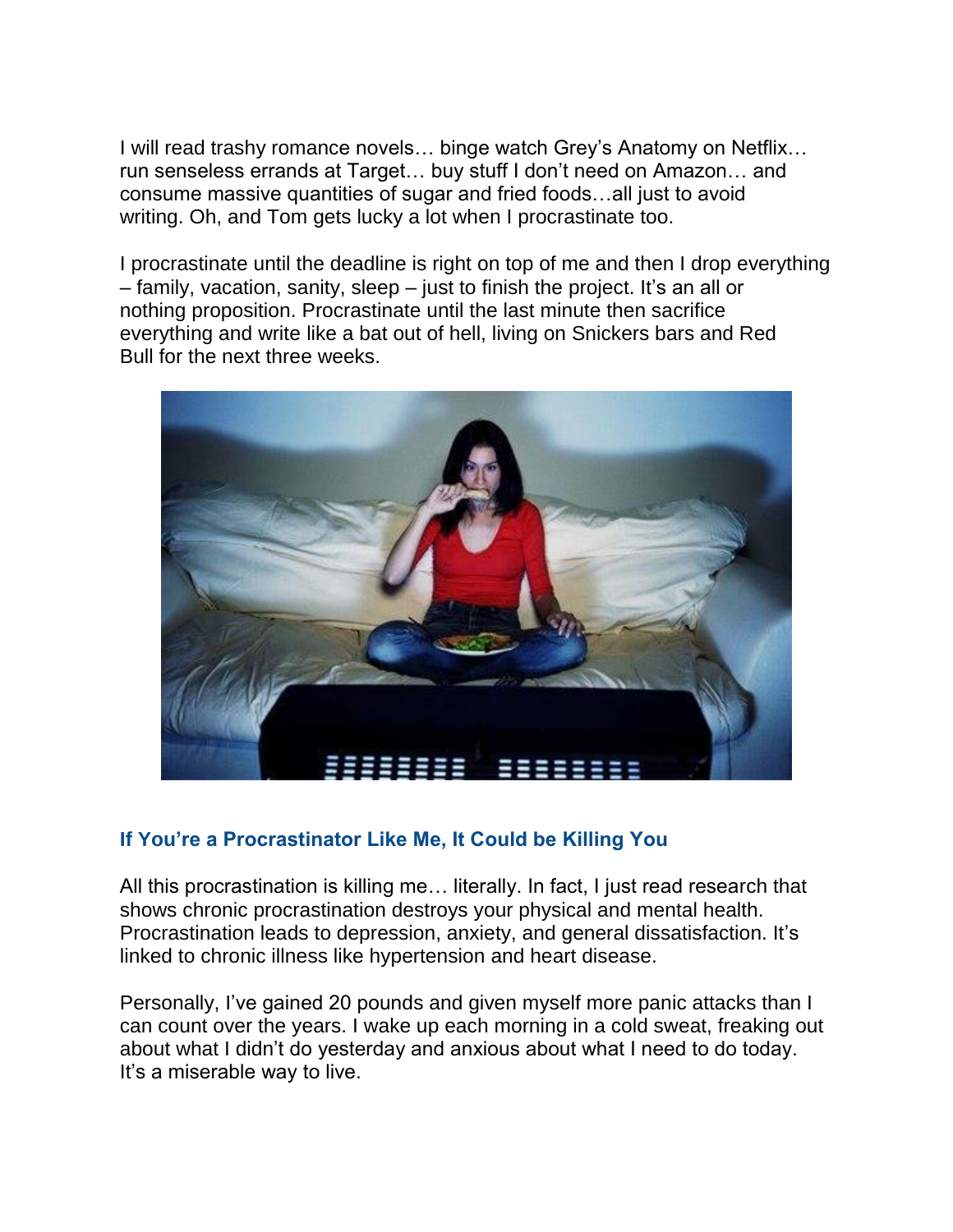I will read trashy romance novels… binge watch Grey's Anatomy on Netflix… run senseless errands at Target… buy stuff I don't need on Amazon… and consume massive quantities of sugar and fried foods…all just to avoid writing. Oh, and Tom gets lucky a lot when I procrastinate too.

I procrastinate until the deadline is right on top of me and then I drop everything – family, vacation, sanity, sleep – just to finish the project. It's an all or nothing proposition. Procrastinate until the last minute then sacrifice everything and write like a bat out of hell, living on Snickers bars and Red Bull for the next three weeks.

### If You're a Procrastinator Like Me, It Could be Killing You

All this procrastination is killing me… literally. In fact, I just read research that shows chronic procrastination destroys your physical and mental health. Procrastination leads to depression, anxiety, and general dissatisfaction. It's linked to chronic illness like hypertension and heart disease.

Personally, I've gained 20 pounds and given myself more panic attacks than I can count over the years. I wake up each morning in a cold sweat, freaking out about what I didn't do yesterday and anxious about what I need to do today. It's a miserable way to live.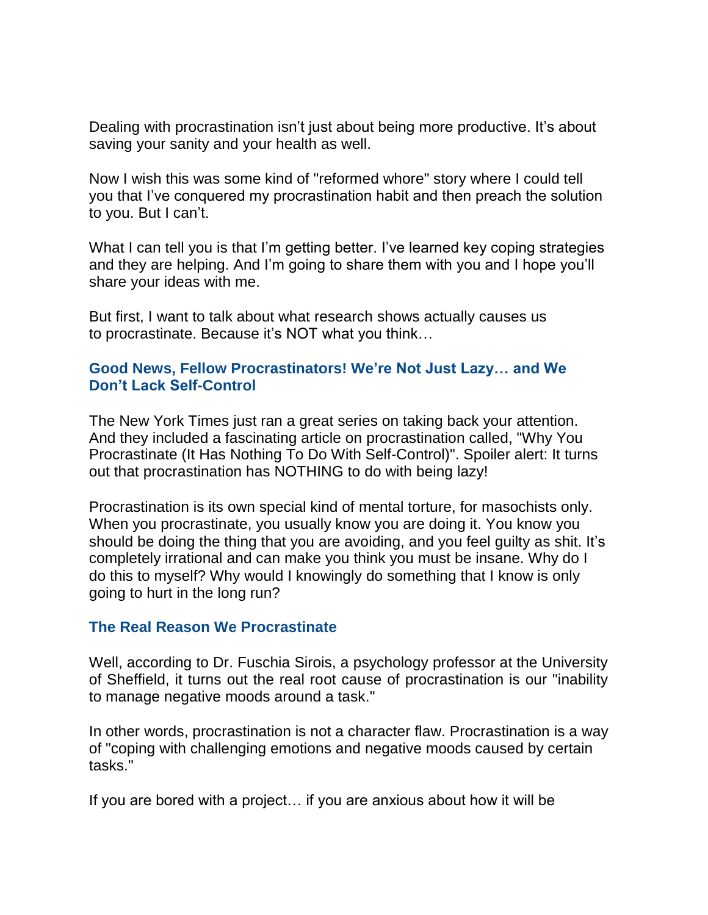Dealing with procrastination isn't just about being more productive. It's about saving your sanity and your health as well.

Now I wish this was some kind of "reformed whore" story where I could tell you that I've conquered my procrastination habit and then preach the solution to you. But I can't.

What I can tell you is that I'm getting better. I've learned key coping strategies and they are helping. And I'm going to share them with you and I hope you'll share your ideas with me.

But first, I want to talk about what research shows actually causes us to procrastinate. Because it's NOT what you think…

### Good News, Fellow Procrastinators! We're Not Just Lazy… and We Don't Lack Self-Control

The New York Times just ran a great series on taking back your attention. And they included a fascinating article on procrastination called, "Why You Procrastinate (It Has Nothing To Do With Self-Control)". Spoiler alert: It turns out that procrastination has NOTHING to do with being lazy!

Procrastination is its own special kind of mental torture, for masochists only. When you procrastinate, you usually know you are doing it. You know you should be doing the thing that you are avoiding, and you feel guilty as shit. It's completely irrational and can make you think you must be insane. Why do I do this to myself? Why would I knowingly do something that I know is only going to hurt in the long run?

### The Real Reason We Procrastinate

Well, according to Dr. Fuschia Sirois, a psychology professor at the University of Sheffield, it turns out the real root cause of procrastination is our "inability to manage negative moods around a task."

In other words, procrastination is not a character flaw. Procrastination is a way of "coping with challenging emotions and negative moods caused by certain tasks."

If you are bored with a project… if you are anxious about how it will be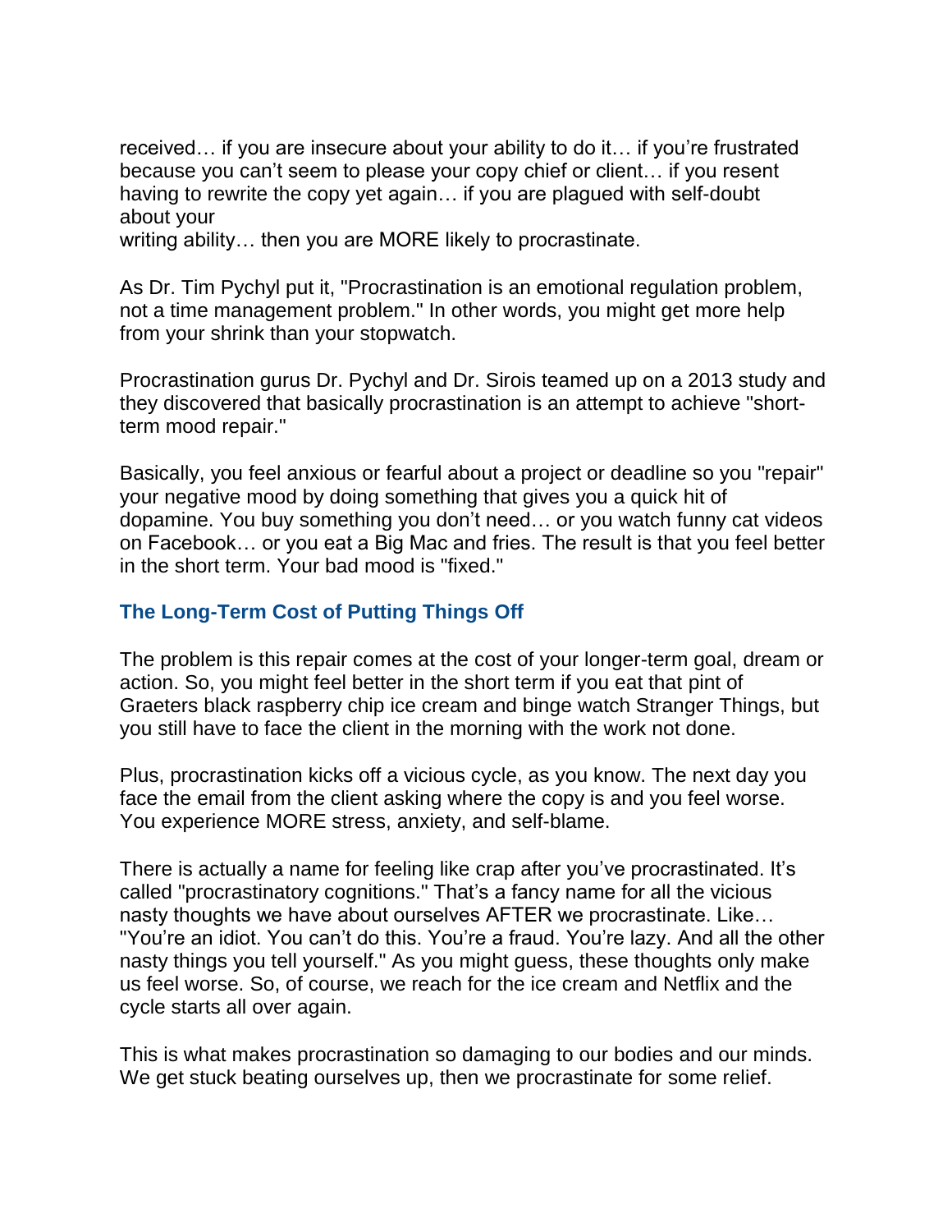received… if you are insecure about your ability to do it… if you're frustrated because you can't seem to please your copy chief or client… if you resent having to rewrite the copy yet again… if you are plagued with self-doubt about your writing ability… then you are MORE likely to procrastinate.

As Dr. Tim Pychyl put it, "Procrastination is an emotional regulation problem, not a time management problem." In other words, you might get more help from your shrink than your stopwatch.

Procrastination gurus Dr. Pychyl and Dr. Sirois teamed up on a 2013 study and they discovered that basically procrastination is an attempt to achieve "short-term mood repair."

Basically, you feel anxious or fearful about a project or deadline so you "repair" your negative mood by doing something that gives you a quick hit of dopamine. You buy something you don't need… or you watch funny cat videos on Facebook… or you eat a Big Mac and fries. The result is that you feel better in the short term. Your bad mood is "fixed."

### The Long-Term Cost of Putting Things Off

The problem is this repair comes at the cost of your longer-term goal, dream or action. So, you might feel better in the short term if you eat that pint of Graeters black raspberry chip ice cream and binge watch Stranger Things, but you still have to face the client in the morning with the work not done.

Plus, procrastination kicks off a vicious cycle, as you know. The next day you face the email from the client asking where the copy is and you feel worse. You experience MORE stress, anxiety, and self-blame.

There is actually a name for feeling like crap after you've procrastinated. It's called "procrastinatory cognitions." That's a fancy name for all the vicious nasty thoughts we have about ourselves AFTER we procrastinate. Like… "You're an idiot. You can't do this. You're a fraud. You're lazy. And all the other nasty things you tell yourself." As you might guess, these thoughts only make us feel worse. So, of course, we reach for the ice cream and Netflix and the cycle starts all over again.

This is what makes procrastination so damaging to our bodies and our minds. We get stuck beating ourselves up, then we procrastinate for some relief.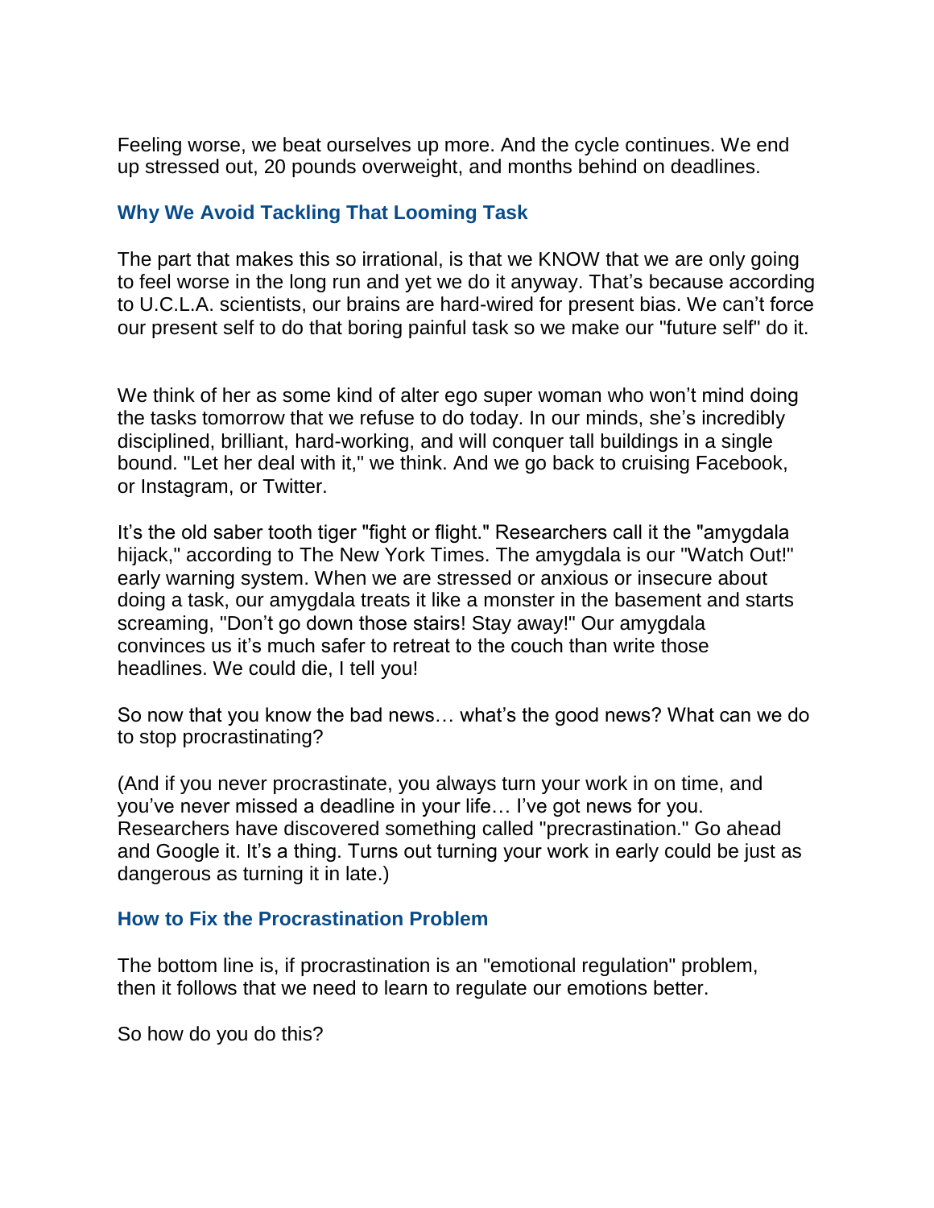Feeling worse, we beat ourselves up more. And the cycle continues. We end up stressed out, 20 pounds overweight, and months behind on deadlines.

### Why We Avoid Tackling That Looming Task

The part that makes this so irrational, is that we KNOW that we are only going to feel worse in the long run and yet we do it anyway. That's because according to U.C.L.A. scientists, our brains are hard-wired for present bias. We can't force our present self to do that boring painful task so we make our "future self" do it.

We think of her as some kind of alter ego super woman who won't mind doing the tasks tomorrow that we refuse to do today. In our minds, she's incredibly disciplined, brilliant, hard-working, and will conquer tall buildings in a single bound. "Let her deal with it," we think. And we go back to cruising Facebook, or Instagram, or Twitter.

It's the old saber tooth tiger "fight or flight." Researchers call it the "amygdala hijack," according to The New York Times. The amygdala is our "Watch Out!" early warning system. When we are stressed or anxious or insecure about doing a task, our amygdala treats it like a monster in the basement and starts screaming, "Don't go down those stairs! Stay away!" Our amygdala convinces us it's much safer to retreat to the couch than write those headlines. We could die, I tell you!

So now that you know the bad news… what's the good news? What can we do to stop procrastinating?

(And if you never procrastinate, you always turn your work in on time, and you've never missed a deadline in your life… I've got news for you. Researchers have discovered something called "precrastination." Go ahead and Google it. It's a thing. Turns out turning your work in early could be just as dangerous as turning it in late.)

### How to Fix the Procrastination Problem

The bottom line is, if procrastination is an "emotional regulation" problem, then it follows that we need to learn to regulate our emotions better.

So how do you do this?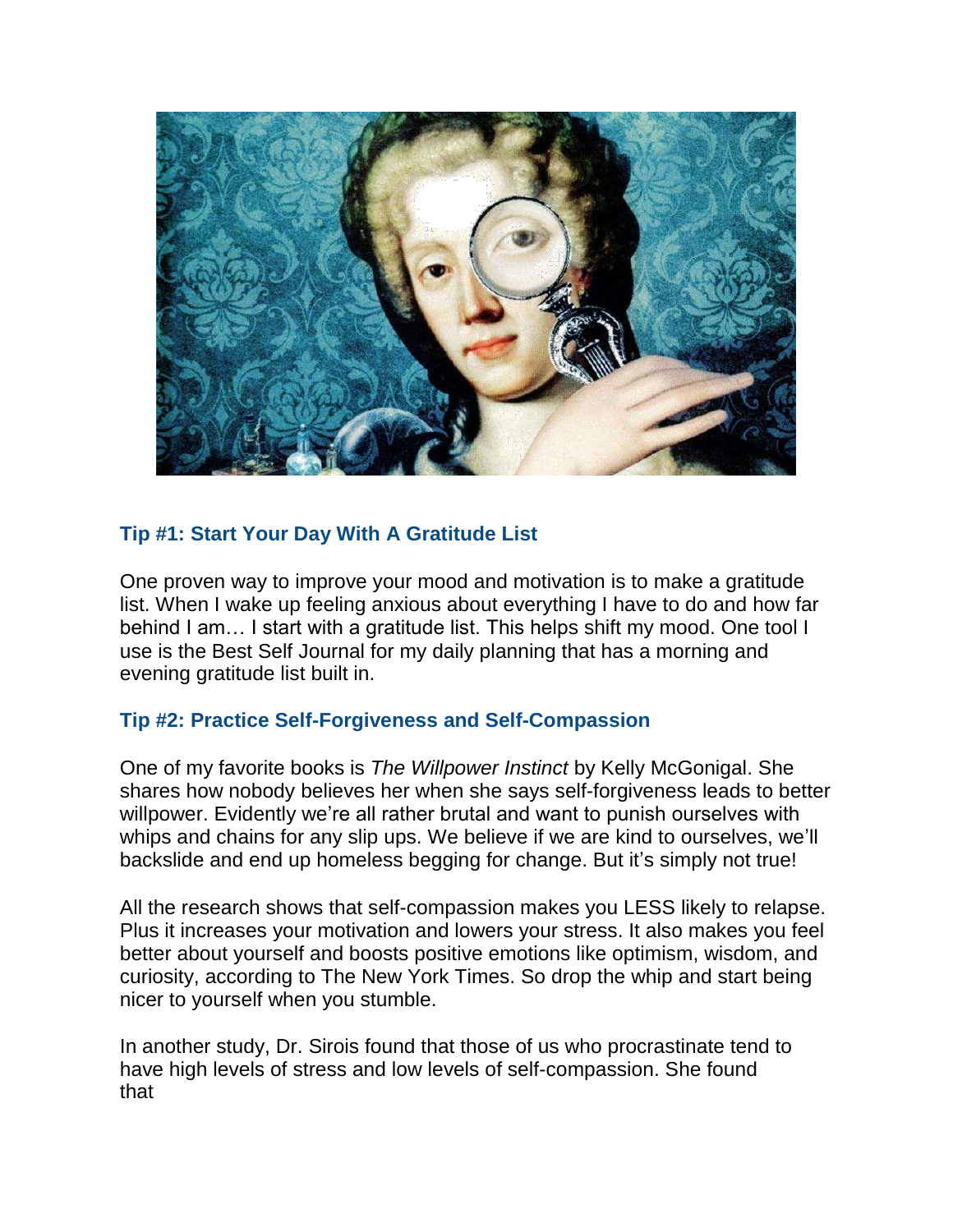### Tip #1: Start Your Day With A Gratitude List

One proven way to improve your mood and motivation is to make a gratitude list. When I wake up feeling anxious about everything I have to do and how far behind I am… I start with a gratitude list. This helps shift my mood. One tool I use is the Best Self Journal for my daily planning that has a morning and evening gratitude list built in.

### Tip #2: Practice Self-Forgiveness and Self-Compassion

One of my favorite books is *The Willpower Instinct* by Kelly McGonigal. She shares how nobody believes her when she says self-forgiveness leads to better willpower. Evidently we're all rather brutal and want to punish ourselves with whips and chains for any slip ups. We believe if we are kind to ourselves, we'll backslide and end up homeless begging for change. But it's simply not true!

All the research shows that self-compassion makes you LESS likely to relapse. Plus it increases your motivation and lowers your stress. It also makes you feel better about yourself and boosts positive emotions like optimism, wisdom, and curiosity, according to The New York Times. So drop the whip and start being nicer to yourself when you stumble.

In another study, Dr. Sirois found that those of us who procrastinate tend to have high levels of stress and low levels of self-compassion. She found that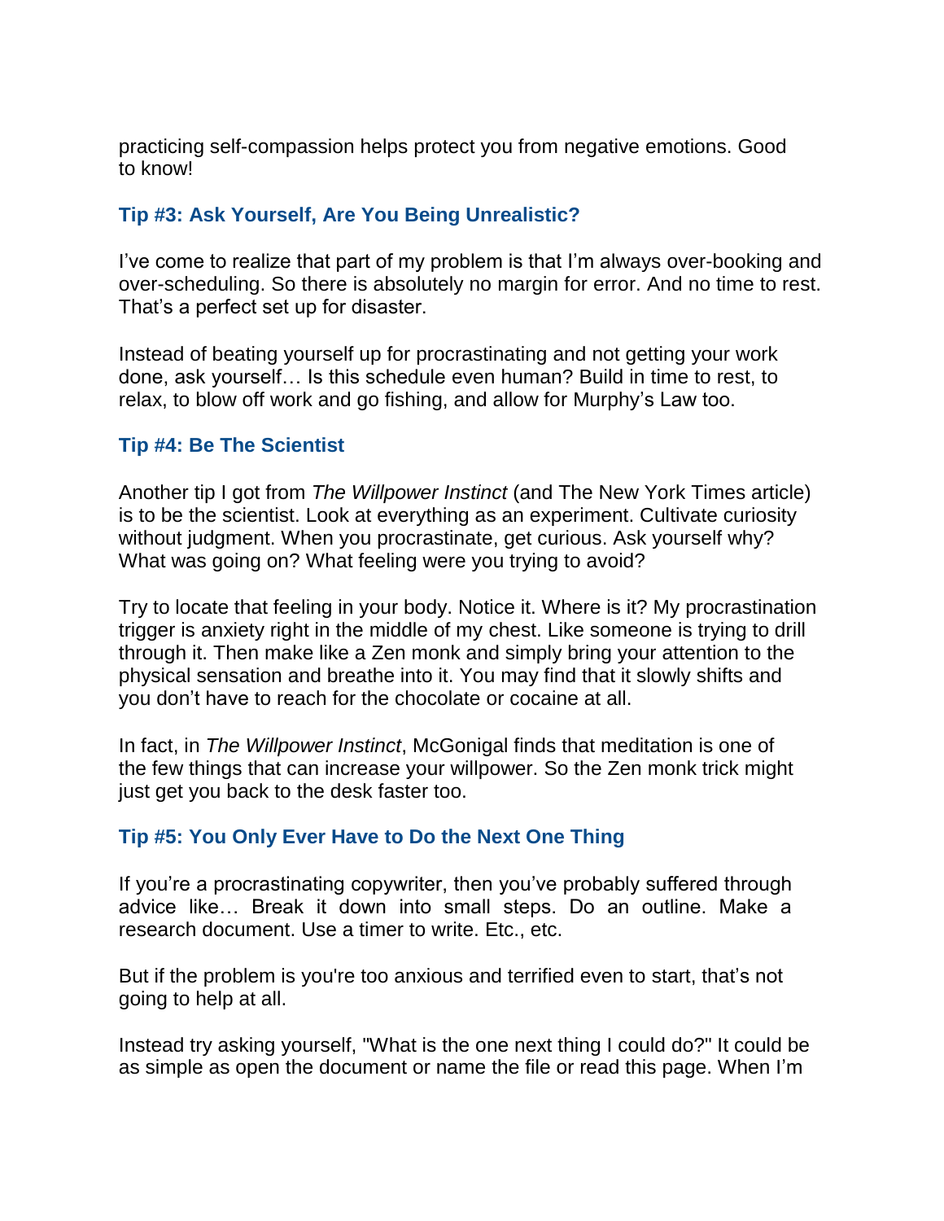practicing self-compassion helps protect you from negative emotions. Good to know!

### Tip #3: Ask Yourself, Are You Being Unrealistic?

I've come to realize that part of my problem is that I'm always over-booking and over-scheduling. So there is absolutely no margin for error. And no time to rest. That's a perfect set up for disaster.

Instead of beating yourself up for procrastinating and not getting your work done, ask yourself… Is this schedule even human? Build in time to rest, to relax, to blow off work and go fishing, and allow for Murphy's Law too.

### Tip #4: Be The Scientist

Another tip I got from *The Willpower Instinct* (and The New York Times article) is to be the scientist. Look at everything as an experiment. Cultivate curiosity without judgment. When you procrastinate, get curious. Ask yourself why? What was going on? What feeling were you trying to avoid?

Try to locate that feeling in your body. Notice it. Where is it? My procrastination trigger is anxiety right in the middle of my chest. Like someone is trying to drill through it. Then make like a Zen monk and simply bring your attention to the physical sensation and breathe into it. You may find that it slowly shifts and you don't have to reach for the chocolate or cocaine at all.

In fact, in *The Willpower Instinct*, McGonigal finds that meditation is one of the few things that can increase your willpower. So the Zen monk trick might just get you back to the desk faster too.

### Tip #5: You Only Ever Have to Do the Next One Thing

If you're a procrastinating copywriter, then you've probably suffered through advice like… Break it down into small steps. Do an outline. Make a research document. Use a timer to write. Etc., etc.

But if the problem is you're too anxious and terrified even to start, that's not going to help at all.

Instead try asking yourself, "What is the one next thing I could do?" It could be as simple as open the document or name the file or read this page. When I'm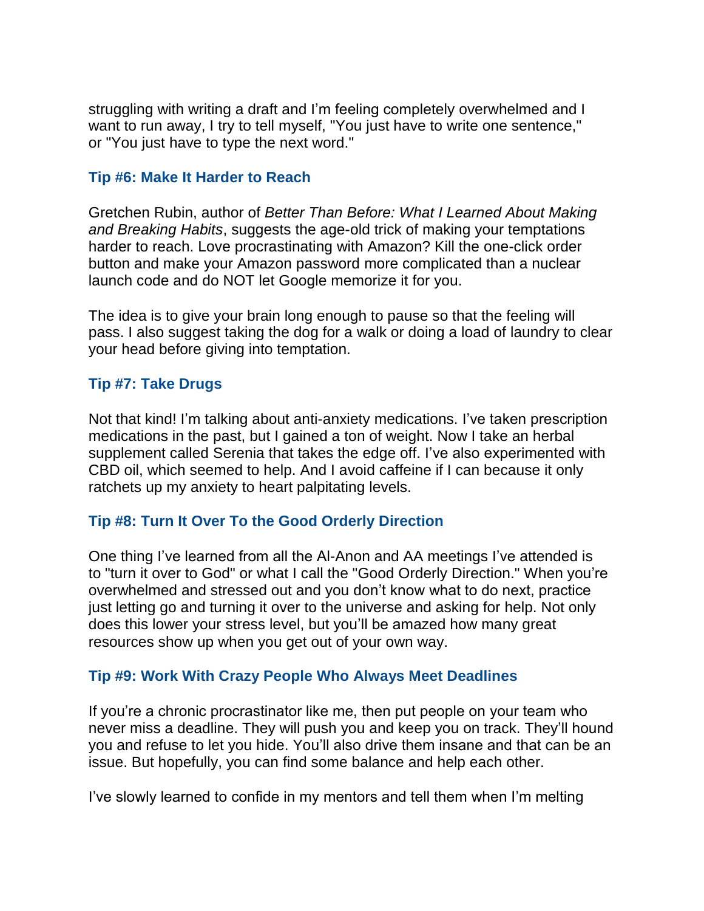struggling with writing a draft and I'm feeling completely overwhelmed and I want to run away, I try to tell myself, "You just have to write one sentence," or "You just have to type the next word."

### Tip #6: Make It Harder to Reach

Gretchen Rubin, author of *Better Than Before: What I Learned About Making and Breaking Habits*, suggests the age-old trick of making your temptations harder to reach. Love procrastinating with Amazon? Kill the one-click order button and make your Amazon password more complicated than a nuclear launch code and do NOT let Google memorize it for you.

The idea is to give your brain long enough to pause so that the feeling will pass. I also suggest taking the dog for a walk or doing a load of laundry to clear your head before giving into temptation.

### Tip #7: Take Drugs

Not that kind! I'm talking about anti-anxiety medications. I've taken prescription medications in the past, but I gained a ton of weight. Now I take an herbal supplement called Serenia that takes the edge off. I've also experimented with CBD oil, which seemed to help. And I avoid caffeine if I can because it only ratchets up my anxiety to heart palpitating levels.

### Tip #8: Turn It Over To the Good Orderly Direction

One thing I've learned from all the Al-Anon and AA meetings I've attended is to "turn it over to God" or what I call the "Good Orderly Direction." When you're overwhelmed and stressed out and you don't know what to do next, practice just letting go and turning it over to the universe and asking for help. Not only does this lower your stress level, but you'll be amazed how many great resources show up when you get out of your own way.

### Tip #9: Work With Crazy People Who Always Meet Deadlines

If you're a chronic procrastinator like me, then put people on your team who never miss a deadline. They will push you and keep you on track. They'll hound you and refuse to let you hide. You'll also drive them insane and that can be an issue. But hopefully, you can find some balance and help each other.

I've slowly learned to confide in my mentors and tell them when I'm melting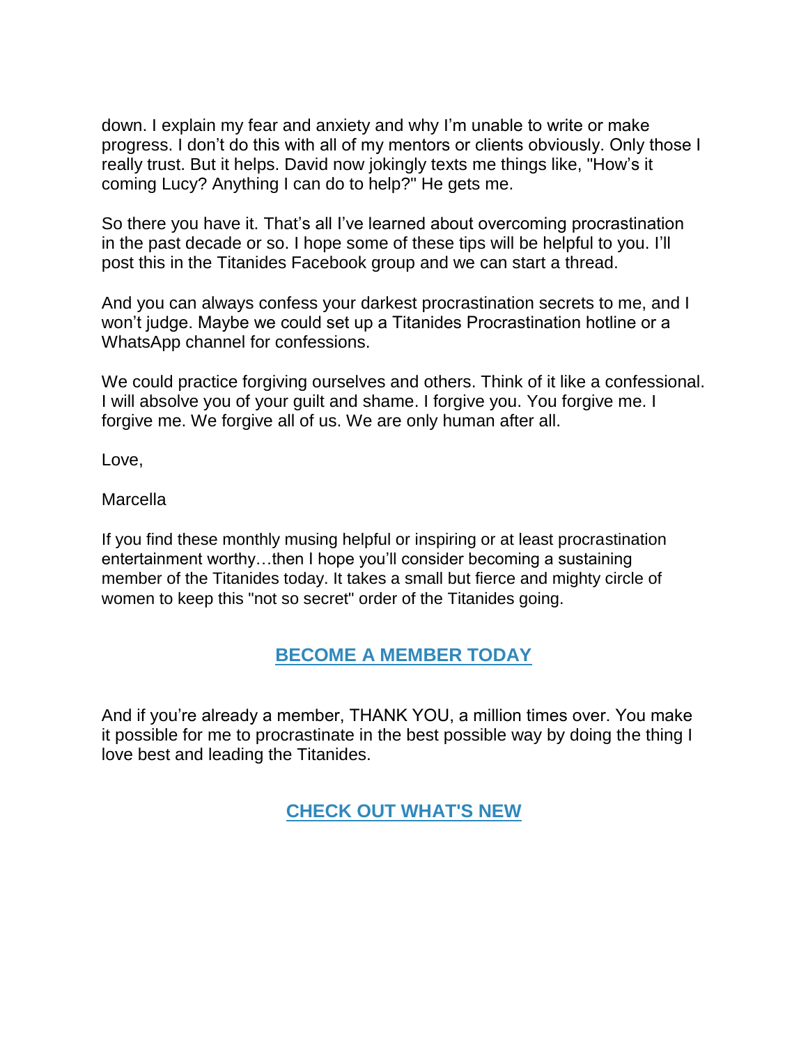down. I explain my fear and anxiety and why I'm unable to write or make progress. I don't do this with all of my mentors or clients obviously. Only those I really trust. But it helps. David now jokingly texts me things like, "How's it coming Lucy? Anything I can do to help?" He gets me.

So there you have it. That's all I've learned about overcoming procrastination in the past decade or so. I hope some of these tips will be helpful to you. I'll post this in the Titanides Facebook group and we can start a thread.

And you can always confess your darkest procrastination secrets to me, and I won't judge. Maybe we could set up a Titanides Procrastination hotline or a WhatsApp channel for confessions.

We could practice forgiving ourselves and others. Think of it like a confessional. I will absolve you of your guilt and shame. I forgive you. You forgive me. I forgive me. We forgive all of us. We are only human after all.

Love,

Marcella

If you find these monthly musing helpful or inspiring or at least procrastination entertainment worthy…then I hope you'll consider becoming a sustaining member of the Titanides today. It takes a small but fierce and mighty circle of women to keep this "not so secret" order of the Titanides going.

**BECOME A MEMBER TODAY**

And if you're already a member, THANK YOU, a million times over. You make it possible for me to procrastinate in the best possible way by doing the thing I love best and leading the Titanides.

**CHECK OUT WHAT'S NEW**